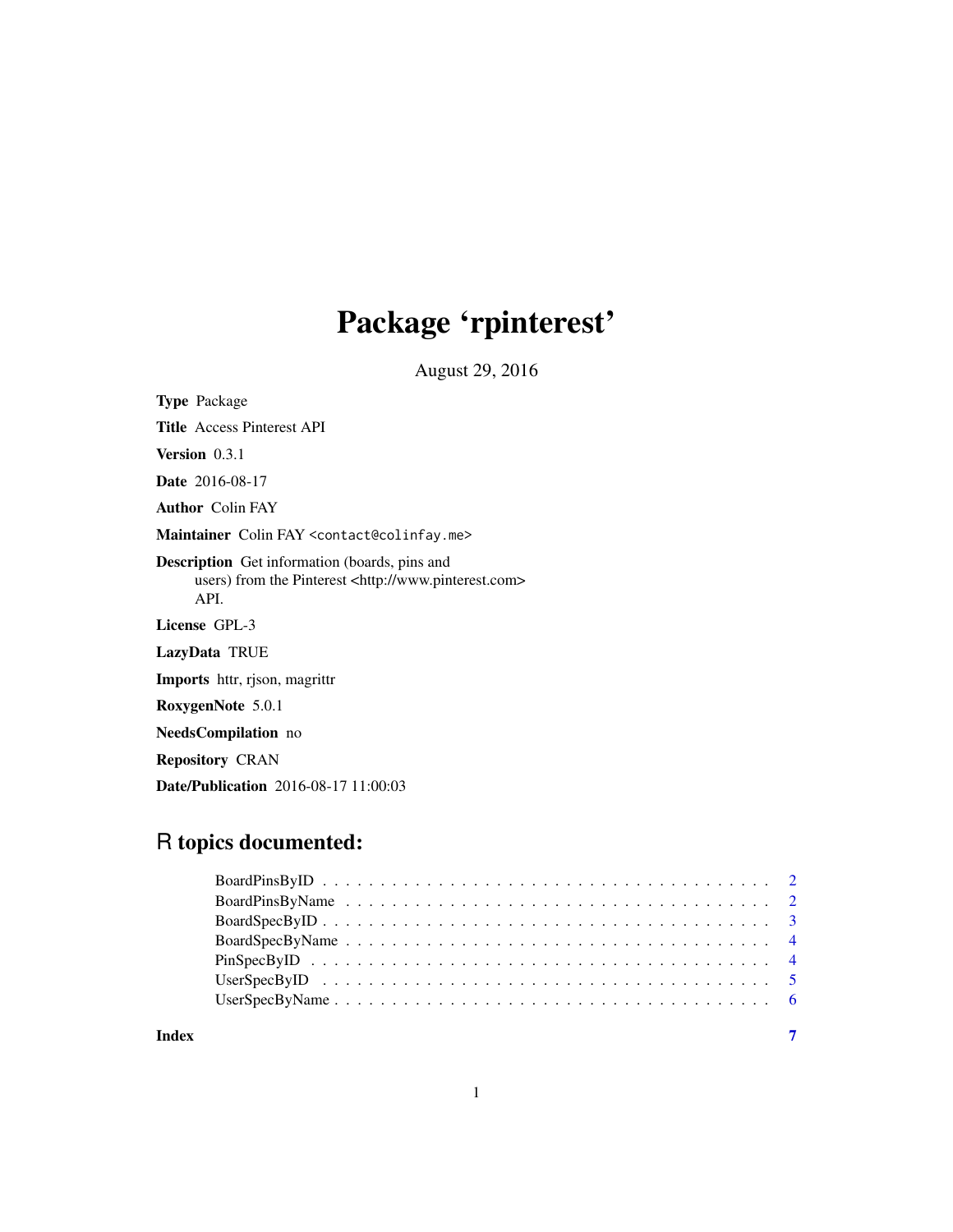# Package 'rpinterest'

August 29, 2016

**Type** Package

**Title** Access Pinterest API

**Version** 0.3.1

**Date** 2016-08-17

**Author** Colin FAY

**Maintainer** Colin FAY <contact@colinfay.me>

**Description** Get information (boards, pins and users) from the Pinterest <http://www.pinterest.com> API.

**License** GPL-3

**LazyData** TRUE

**Imports** httr, rjson, magrittr

**RoxygenNote** 5.0.1

**NeedsCompilation** no

**Repository** CRAN

**Date/Publication** 2016-08-17 11:00:03

## R topics documented:

- BoardPinsByID . . . . . . . . . . . . . . . . . . . . . . . . . . . . . . . . . . . . . . 2
- BoardPinsByName . . . . . . . . . . . . . . . . . . . . . . . . . . . . . . . . . . . . 2
- BoardSpecByID . . . . . . . . . . . . . . . . . . . . . . . . . . . . . . . . . . . . . . 3
- BoardSpecByName . . . . . . . . . . . . . . . . . . . . . . . . . . . . . . . . . . . . 4
- PinSpecByID . . . . . . . . . . . . . . . . . . . . . . . . . . . . . . . . . . . . . . . 4
- UserSpecByID . . . . . . . . . . . . . . . . . . . . . . . . . . . . . . . . . . . . . . 5
- UserSpecByName . . . . . . . . . . . . . . . . . . . . . . . . . . . . . . . . . . . . . 6

**Index** 7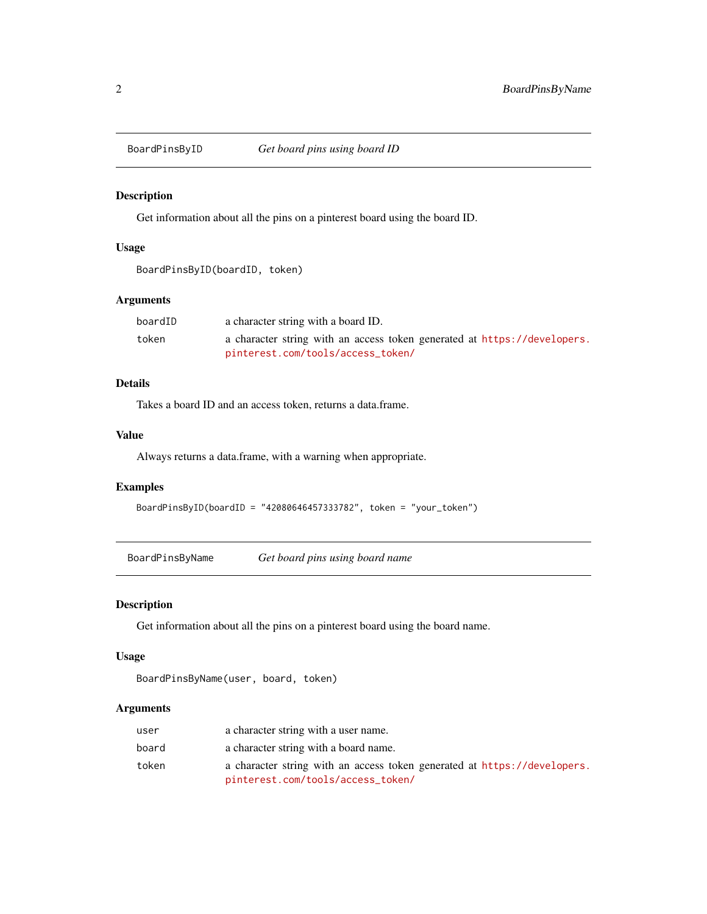## BoardPinsByID — *Get board pins using board ID*

### Description

Get information about all the pins on a pinterest board using the board ID.

### Usage

```
BoardPinsByID(boardID, token)
```

### Arguments

| | |
|---|---|
| `boardID` | a character string with a board ID. |
| `token` | a character string with an access token generated at https://developers.pinterest.com/tools/access_token/ |

### Details

Takes a board ID and an access token, returns a data.frame.

### Value

Always returns a data.frame, with a warning when appropriate.

### Examples

```
BoardPinsByID(boardID = "42080646457333782", token = "your_token")
```

## BoardPinsByName — *Get board pins using board name*

### Description

Get information about all the pins on a pinterest board using the board name.

### Usage

```
BoardPinsByName(user, board, token)
```

### Arguments

| | |
|---|---|
| `user` | a character string with a user name. |
| `board` | a character string with a board name. |
| `token` | a character string with an access token generated at https://developers.pinterest.com/tools/access_token/ |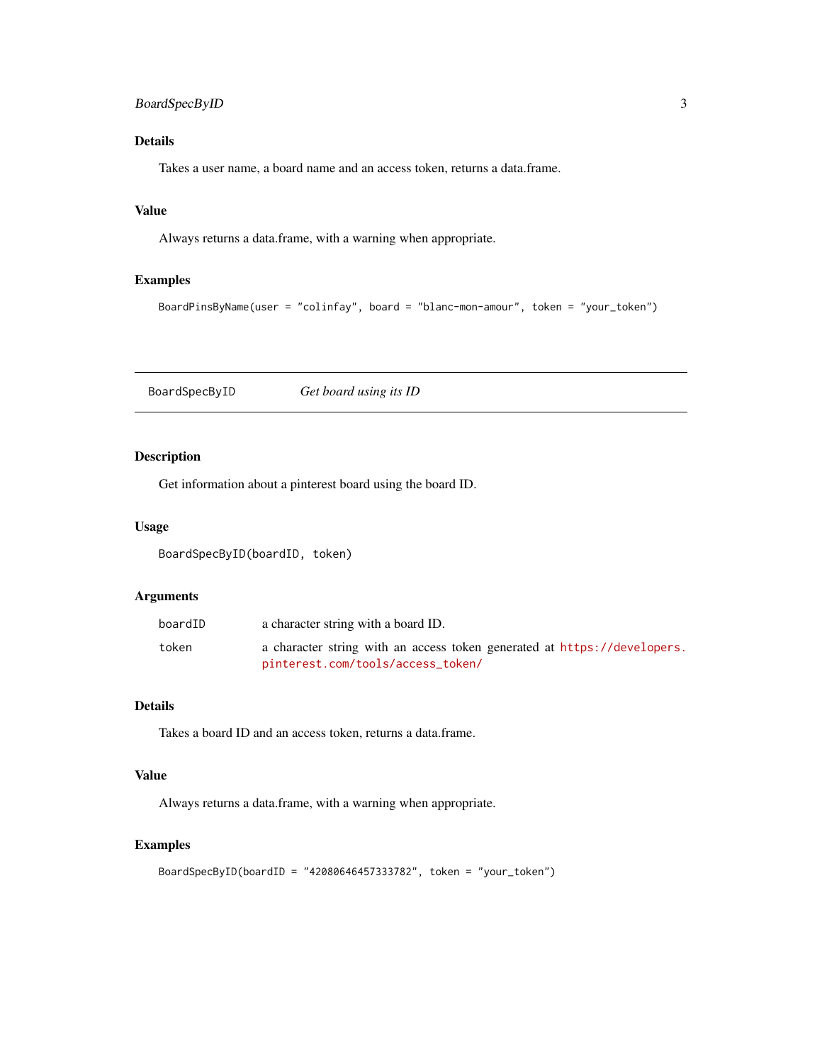### Details

Takes a user name, a board name and an access token, returns a data.frame.

### Value

Always returns a data.frame, with a warning when appropriate.

### Examples

```
BoardPinsByName(user = "colinfay", board = "blanc-mon-amour", token = "your_token")
```

---

## BoardSpecByID *Get board using its ID*

---

### Description

Get information about a pinterest board using the board ID.

### Usage

```
BoardSpecByID(boardID, token)
```

### Arguments

| | |
|---|---|
| boardID | a character string with a board ID. |
| token | a character string with an access token generated at https://developers.pinterest.com/tools/access_token/ |

### Details

Takes a board ID and an access token, returns a data.frame.

### Value

Always returns a data.frame, with a warning when appropriate.

### Examples

```
BoardSpecByID(boardID = "42080646457333782", token = "your_token")
```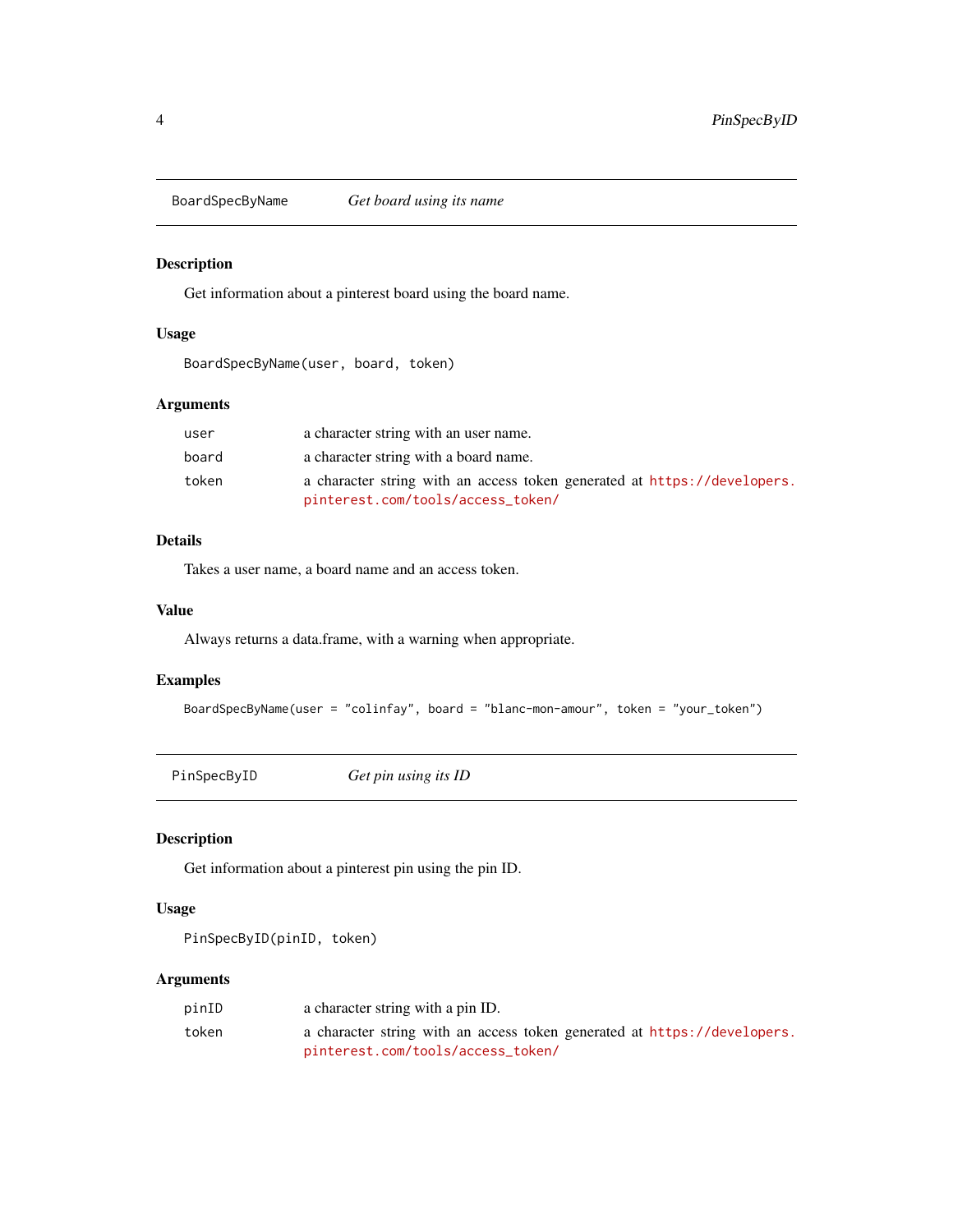## BoardSpecByName — *Get board using its name*

### Description

Get information about a pinterest board using the board name.

### Usage

```
BoardSpecByName(user, board, token)
```

### Arguments

| | |
|---|---|
| `user` | a character string with an user name. |
| `board` | a character string with a board name. |
| `token` | a character string with an access token generated at https://developers.pinterest.com/tools/access_token/ |

### Details

Takes a user name, a board name and an access token.

### Value

Always returns a data.frame, with a warning when appropriate.

### Examples

```
BoardSpecByName(user = "colinfay", board = "blanc-mon-amour", token = "your_token")
```

## PinSpecByID — *Get pin using its ID*

### Description

Get information about a pinterest pin using the pin ID.

### Usage

```
PinSpecByID(pinID, token)
```

### Arguments

| | |
|---|---|
| `pinID` | a character string with a pin ID. |
| `token` | a character string with an access token generated at https://developers.pinterest.com/tools/access_token/ |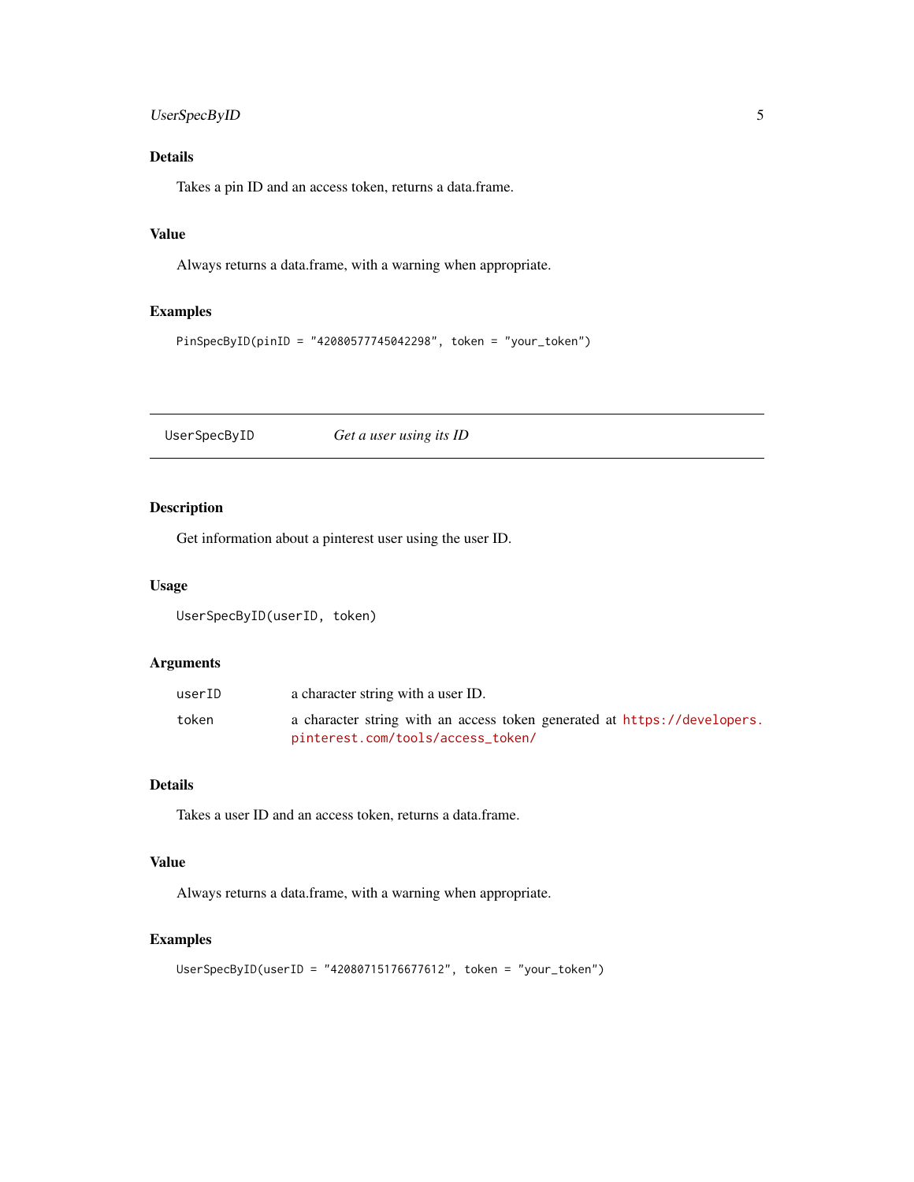## Details

Takes a pin ID and an access token, returns a data.frame.

## Value

Always returns a data.frame, with a warning when appropriate.

## Examples

```
PinSpecByID(pinID = "420805777745042298", token = "your_token")
```

---

# UserSpecByID — *Get a user using its ID*

---

## Description

Get information about a pinterest user using the user ID.

## Usage

```
UserSpecByID(userID, token)
```

## Arguments

| | |
|---|---|
| userID | a character string with a user ID. |
| token | a character string with an access token generated at https://developers.pinterest.com/tools/access_token/ |

## Details

Takes a user ID and an access token, returns a data.frame.

## Value

Always returns a data.frame, with a warning when appropriate.

## Examples

```
UserSpecByID(userID = "420807151766776l2", token = "your_token")
```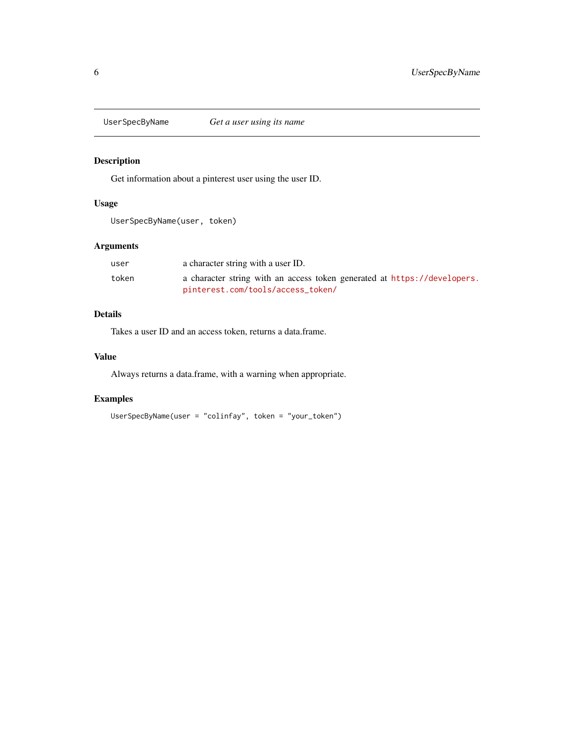## UserSpecByName — *Get a user using its name*

### Description

Get information about a pinterest user using the user ID.

### Usage

```
UserSpecByName(user, token)
```

### Arguments

| | |
|---|---|
| `user` | a character string with a user ID. |
| `token` | a character string with an access token generated at https://developers.pinterest.com/tools/access_token/ |

### Details

Takes a user ID and an access token, returns a data.frame.

### Value

Always returns a data.frame, with a warning when appropriate.

### Examples

```
UserSpecByName(user = "colinfay", token = "your_token")
```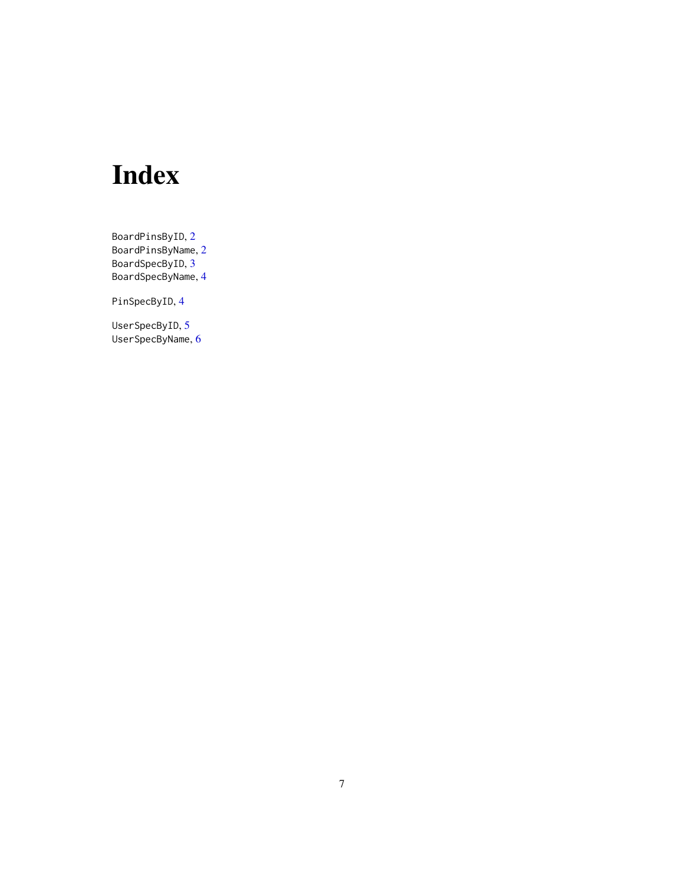# Index

BoardPinsByID, 2
BoardPinsByName, 2
BoardSpecByID, 3
BoardSpecByName, 4

PinSpecByID, 4

UserSpecByID, 5
UserSpecByName, 6